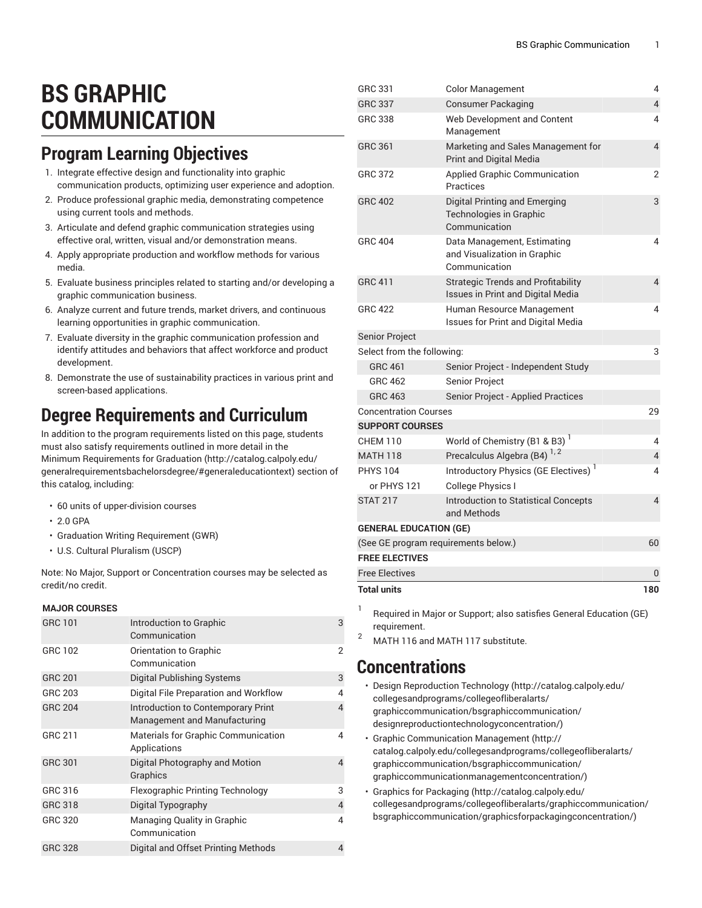# BS GRAPHIC COMMUNICATION

## Program Learning Objectives

1. Integrate effective design and functionality into graphic communication products, optimizing user experience and adoption.
2. Produce professional graphic media, demonstrating competence using current tools and methods.
3. Articulate and defend graphic communication strategies using effective oral, written, visual and/or demonstration means.
4. Apply appropriate production and workflow methods for various media.
5. Evaluate business principles related to starting and/or developing a graphic communication business.
6. Analyze current and future trends, market drivers, and continuous learning opportunities in graphic communication.
7. Evaluate diversity in the graphic communication profession and identify attitudes and behaviors that affect workforce and product development.
8. Demonstrate the use of sustainability practices in various print and screen-based applications.

## Degree Requirements and Curriculum

In addition to the program requirements listed on this page, students must also satisfy requirements outlined in more detail in the Minimum Requirements for Graduation (http://catalog.calpoly.edu/generalrequirementsbachelorsdegree/#generaleducationtext) section of this catalog, including:

- 60 units of upper-division courses
- 2.0 GPA
- Graduation Writing Requirement (GWR)
- U.S. Cultural Pluralism (USCP)

Note: No Major, Support or Concentration courses may be selected as credit/no credit.

| | | |
|---|---|---|
| **MAJOR COURSES** | | |
| GRC 101 | Introduction to Graphic Communication | 3 |
| GRC 102 | Orientation to Graphic Communication | 2 |
| GRC 201 | Digital Publishing Systems | 3 |
| GRC 203 | Digital File Preparation and Workflow | 4 |
| GRC 204 | Introduction to Contemporary Print Management and Manufacturing | 4 |
| GRC 211 | Materials for Graphic Communication Applications | 4 |
| GRC 301 | Digital Photography and Motion Graphics | 4 |
| GRC 316 | Flexographic Printing Technology | 3 |
| GRC 318 | Digital Typography | 4 |
| GRC 320 | Managing Quality in Graphic Communication | 4 |
| GRC 328 | Digital and Offset Printing Methods | 4 |
| GRC 331 | Color Management | 4 |
| GRC 337 | Consumer Packaging | 4 |
| GRC 338 | Web Development and Content Management | 4 |
| GRC 361 | Marketing and Sales Management for Print and Digital Media | 4 |
| GRC 372 | Applied Graphic Communication Practices | 2 |
| GRC 402 | Digital Printing and Emerging Technologies in Graphic Communication | 3 |
| GRC 404 | Data Management, Estimating and Visualization in Graphic Communication | 4 |
| GRC 411 | Strategic Trends and Profitability Issues in Print and Digital Media | 4 |
| GRC 422 | Human Resource Management Issues for Print and Digital Media | 4 |
| Senior Project | | |
| Select from the following: | | 3 |
| GRC 461 | Senior Project - Independent Study | |
| GRC 462 | Senior Project | |
| GRC 463 | Senior Project - Applied Practices | |
| Concentration Courses | | 29 |
| **SUPPORT COURSES** | | |
| CHEM 110 | World of Chemistry (B1 & B3) [1] | 4 |
| MATH 118 | Precalculus Algebra (B4) [1,2] | 4 |
| PHYS 104 | Introductory Physics (GE Electives) [1] | 4 |
| or PHYS 121 | College Physics I | |
| STAT 217 | Introduction to Statistical Concepts and Methods | 4 |
| **GENERAL EDUCATION (GE)** | | |
| (See GE program requirements below.) | | 60 |
| **FREE ELECTIVES** | | |
| Free Electives | | 0 |
| **Total units** | | **180** |

[1] Required in Major or Support; also satisfies General Education (GE) requirement.

[2] MATH 116 and MATH 117 substitute.

## Concentrations

- Design Reproduction Technology (http://catalog.calpoly.edu/collegesandprograms/collegeofliberalarts/graphiccommunication/bsgraphiccommunication/designreproductiontechnologyconcentration/)
- Graphic Communication Management (http://catalog.calpoly.edu/collegesandprograms/collegeofliberalarts/graphiccommunication/bsgraphiccommunication/graphiccommunicationmanagementconcentration/)
- Graphics for Packaging (http://catalog.calpoly.edu/collegesandprograms/collegeofliberalarts/graphiccommunication/bsgraphiccommunication/graphicsforpackagingconcentration/)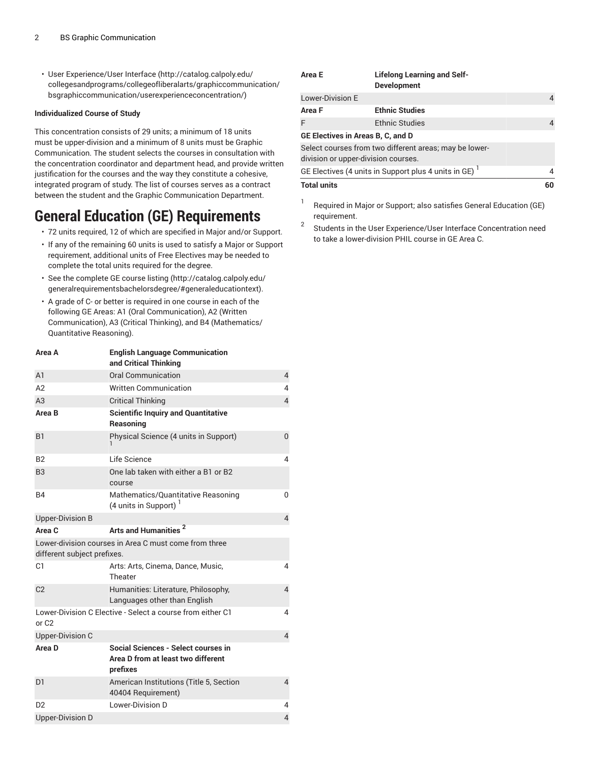- User Experience/User Interface (http://catalog.calpoly.edu/collegesandprograms/collegeofliberalarts/graphiccommunication/bsgraphiccommunication/userexperienceconcentration/)

**Individualized Course of Study**

This concentration consists of 29 units; a minimum of 18 units must be upper-division and a minimum of 8 units must be Graphic Communication. The student selects the courses in consultation with the concentration coordinator and department head, and provide written justification for the courses and the way they constitute a cohesive, integrated program of study. The list of courses serves as a contract between the student and the Graphic Communication Department.

# General Education (GE) Requirements

- 72 units required, 12 of which are specified in Major and/or Support.
- If any of the remaining 60 units is used to satisfy a Major or Support requirement, additional units of Free Electives may be needed to complete the total units required for the degree.
- See the complete GE course listing (http://catalog.calpoly.edu/generalrequirementsbachelorsdegree/#generaleducationtext).
- A grade of C- or better is required in one course in each of the following GE Areas: A1 (Oral Communication), A2 (Written Communication), A3 (Critical Thinking), and B4 (Mathematics/Quantitative Reasoning).

| | | |
|---|---|---|
| **Area A** | **English Language Communication and Critical Thinking** | |
| A1 | Oral Communication | 4 |
| A2 | Written Communication | 4 |
| A3 | Critical Thinking | 4 |
| **Area B** | **Scientific Inquiry and Quantitative Reasoning** | |
| B1 | Physical Science (4 units in Support) [1] | 0 |
| B2 | Life Science | 4 |
| B3 | One lab taken with either a B1 or B2 course | |
| B4 | Mathematics/Quantitative Reasoning (4 units in Support) [1] | 0 |
| Upper-Division B | | 4 |
| **Area C** | **Arts and Humanities [2]** | |
| Lower-division courses in Area C must come from three different subject prefixes. | | |
| C1 | Arts: Arts, Cinema, Dance, Music, Theater | 4 |
| C2 | Humanities: Literature, Philosophy, Languages other than English | 4 |
| Lower-Division C Elective - Select a course from either C1 or C2 | | 4 |
| Upper-Division C | | 4 |
| **Area D** | **Social Sciences - Select courses in Area D from at least two different prefixes** | |
| D1 | American Institutions (Title 5, Section 40404 Requirement) | 4 |
| D2 | Lower-Division D | 4 |
| Upper-Division D | | 4 |
| **Area E** | **Lifelong Learning and Self-Development** | |
| Lower-Division E | | 4 |
| **Area F** | **Ethnic Studies** | |
| F | Ethnic Studies | 4 |
| **GE Electives in Areas B, C, and D** | | |
| Select courses from two different areas; may be lower-division or upper-division courses. | | |
| GE Electives (4 units in Support plus 4 units in GE) [1] | | 4 |
| **Total units** | | **60** |

[1] Required in Major or Support; also satisfies General Education (GE) requirement.

[2] Students in the User Experience/User Interface Concentration need to take a lower-division PHIL course in GE Area C.